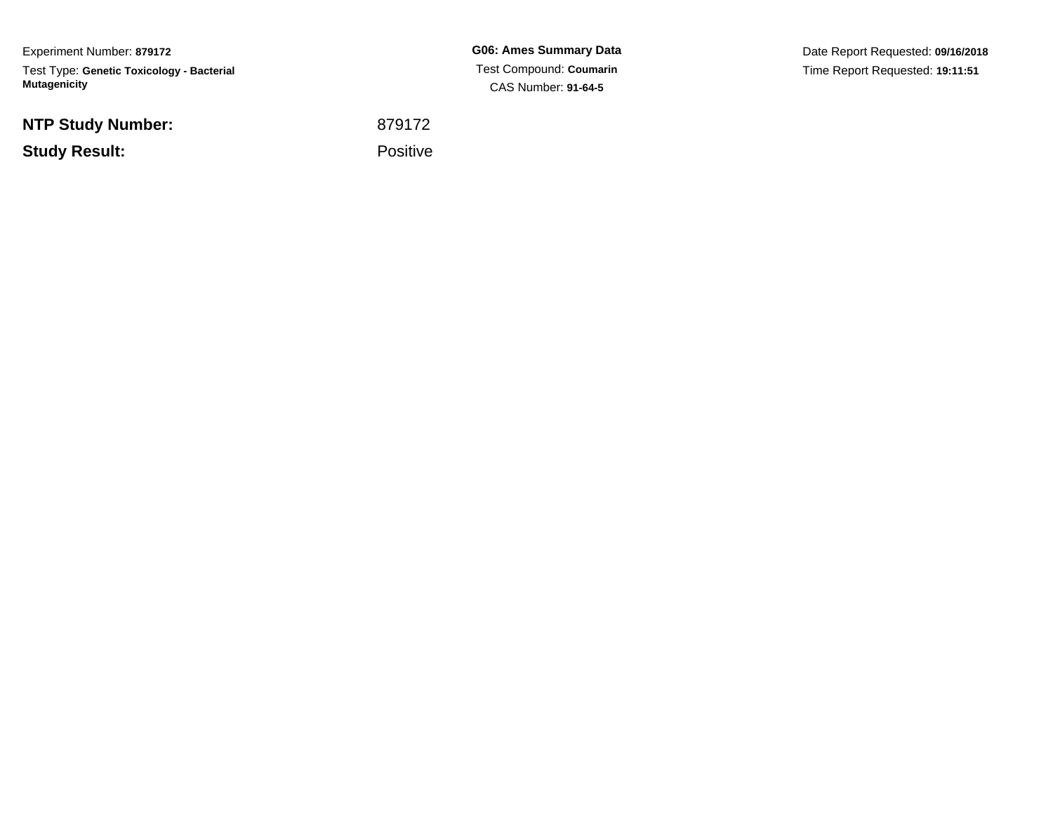Experiment Number: **879172**

Test Type: **Genetic Toxicology - Bacterial Mutagenicity**

**G06: Ames Summary Data**

Test Compound: **Coumarin**

CAS Number: **91-64-5**

Date Report Requested: **09/16/2018**

Time Report Requested: **19:11:51**

| | |
|---|---|
| **NTP Study Number:** | 879172 |
| **Study Result:** | Positive |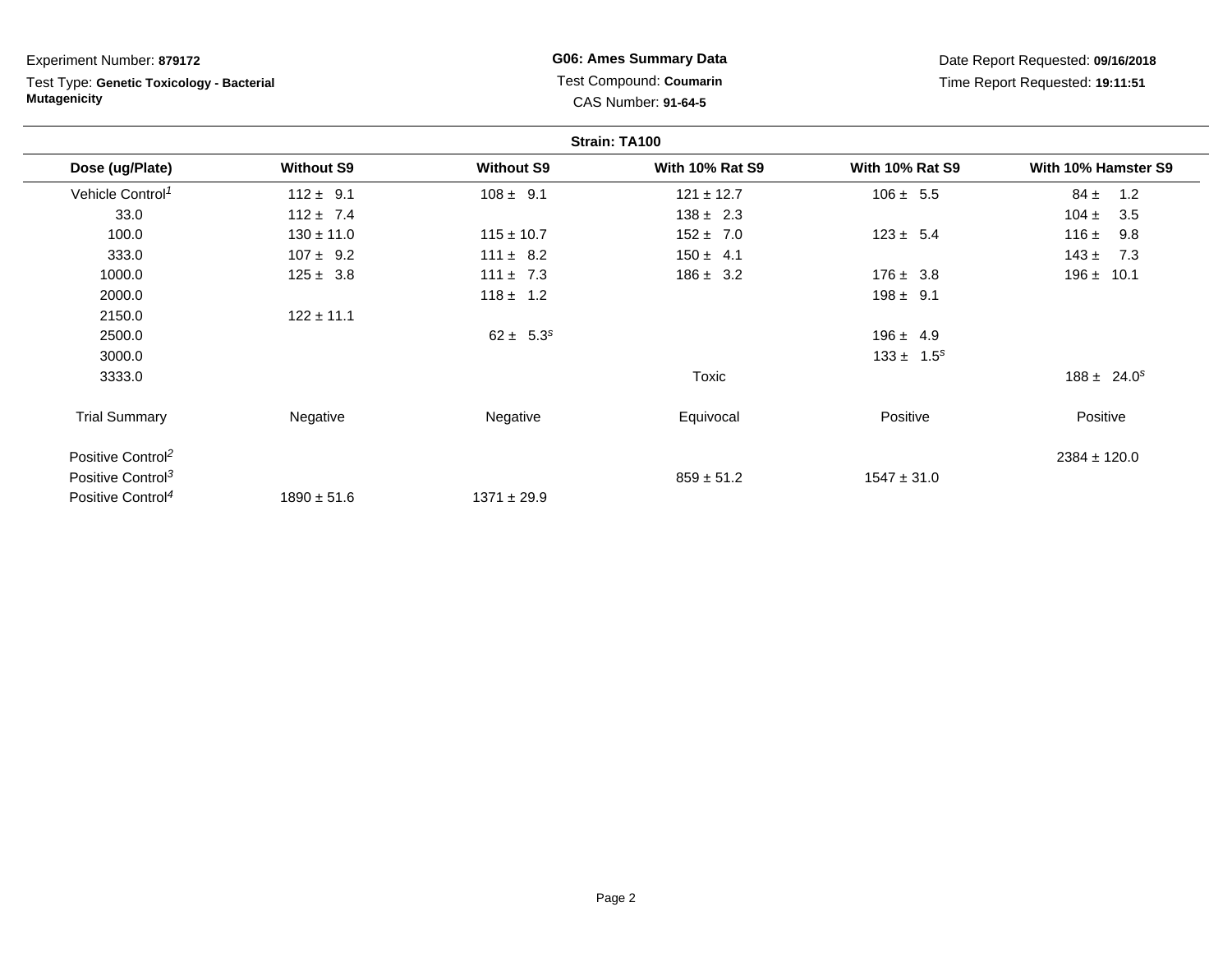Experiment Number: **879172**

Test Type: **Genetic Toxicology - Bacterial Mutagenicity**

**G06: Ames Summary Data**

Test Compound: **Coumarin**

CAS Number: **91-64-5**

Date Report Requested: **09/16/2018**

Time Report Requested: **19:11:51**

**Strain: TA100**

| Dose (ug/Plate) | Without S9 | Without S9 | With 10% Rat S9 | With 10% Rat S9 | With 10% Hamster S9 |
|---|---|---|---|---|---|
| Vehicle Control[1] | 112 ± 9.1 | 108 ± 9.1 | 121 ± 12.7 | 106 ± 5.5 | 84 ± 1.2 |
| 33.0 | 112 ± 7.4 | | 138 ± 2.3 | | 104 ± 3.5 |
| 100.0 | 130 ± 11.0 | 115 ± 10.7 | 152 ± 7.0 | 123 ± 5.4 | 116 ± 9.8 |
| 333.0 | 107 ± 9.2 | 111 ± 8.2 | 150 ± 4.1 | | 143 ± 7.3 |
| 1000.0 | 125 ± 3.8 | 111 ± 7.3 | 186 ± 3.2 | 176 ± 3.8 | 196 ± 10.1 |
| 2000.0 | | 118 ± 1.2 | | 198 ± 9.1 | |
| 2150.0 | 122 ± 11.1 | | | | |
| 2500.0 | | 62 ± 5.3[s] | | 196 ± 4.9 | |
| 3000.0 | | | | 133 ± 1.5[s] | |
| 3333.0 | | | Toxic | | 188 ± 24.0[s] |
| Trial Summary | Negative | Negative | Equivocal | Positive | Positive |
| Positive Control[2] | | | | | 2384 ± 120.0 |
| Positive Control[3] | | | 859 ± 51.2 | 1547 ± 31.0 | |
| Positive Control[4] | 1890 ± 51.6 | 1371 ± 29.9 | | | |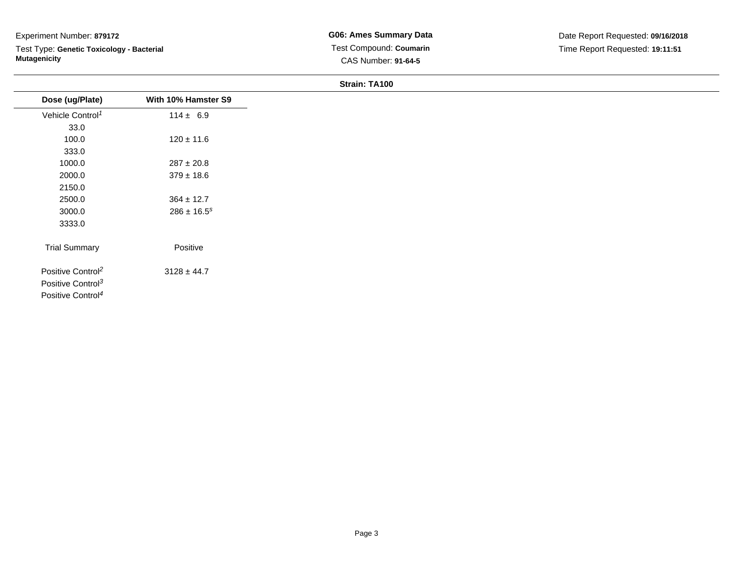Experiment Number: **879172**

Test Type: **Genetic Toxicology - Bacterial Mutagenicity**

**G06: Ames Summary Data**

Test Compound: **Coumarin**

CAS Number: **91-64-5**

Date Report Requested: **09/16/2018**

Time Report Requested: **19:11:51**

**Strain: TA100**

| Dose (ug/Plate) | With 10% Hamster S9 |
|---|---|
| Vehicle Control[1] | 114 ± 6.9 |
| 33.0 | |
| 100.0 | 120 ± 11.6 |
| 333.0 | |
| 1000.0 | 287 ± 20.8 |
| 2000.0 | 379 ± 18.6 |
| 2150.0 | |
| 2500.0 | 364 ± 12.7 |
| 3000.0 | 286 ± 16.5[s] |
| 3333.0 | |
| Trial Summary | Positive |
| Positive Control[2] | 3128 ± 44.7 |
| Positive Control[3] | |
| Positive Control[4] | |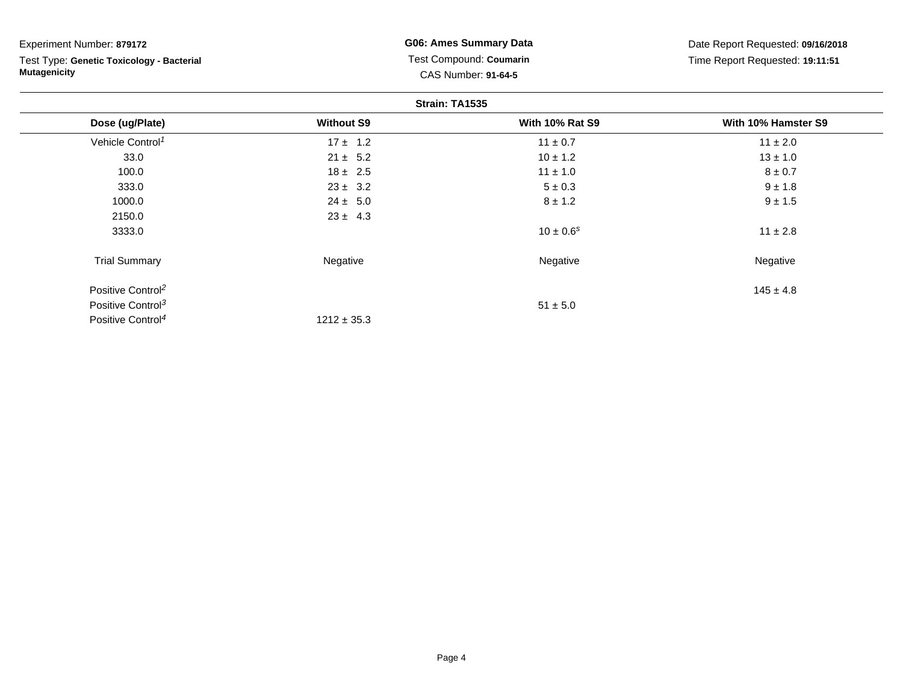Experiment Number: **879172**

Test Type: **Genetic Toxicology - Bacterial Mutagenicity**

**G06: Ames Summary Data**

Test Compound: **Coumarin**

CAS Number: **91-64-5**

Date Report Requested: **09/16/2018**

Time Report Requested: **19:11:51**

**Strain: TA1535**

| Dose (ug/Plate) | Without S9 | With 10% Rat S9 | With 10% Hamster S9 |
|---|---|---|---|
| Vehicle Control[1] | 17 ± 1.2 | 11 ± 0.7 | 11 ± 2.0 |
| 33.0 | 21 ± 5.2 | 10 ± 1.2 | 13 ± 1.0 |
| 100.0 | 18 ± 2.5 | 11 ± 1.0 | 8 ± 0.7 |
| 333.0 | 23 ± 3.2 | 5 ± 0.3 | 9 ± 1.8 |
| 1000.0 | 24 ± 5.0 | 8 ± 1.2 | 9 ± 1.5 |
| 2150.0 | 23 ± 4.3 | | |
| 3333.0 | | 10 ± 0.6[s] | 11 ± 2.8 |
| Trial Summary | Negative | Negative | Negative |
| Positive Control[2] | | | 145 ± 4.8 |
| Positive Control[3] | | 51 ± 5.0 | |
| Positive Control[4] | 1212 ± 35.3 | | |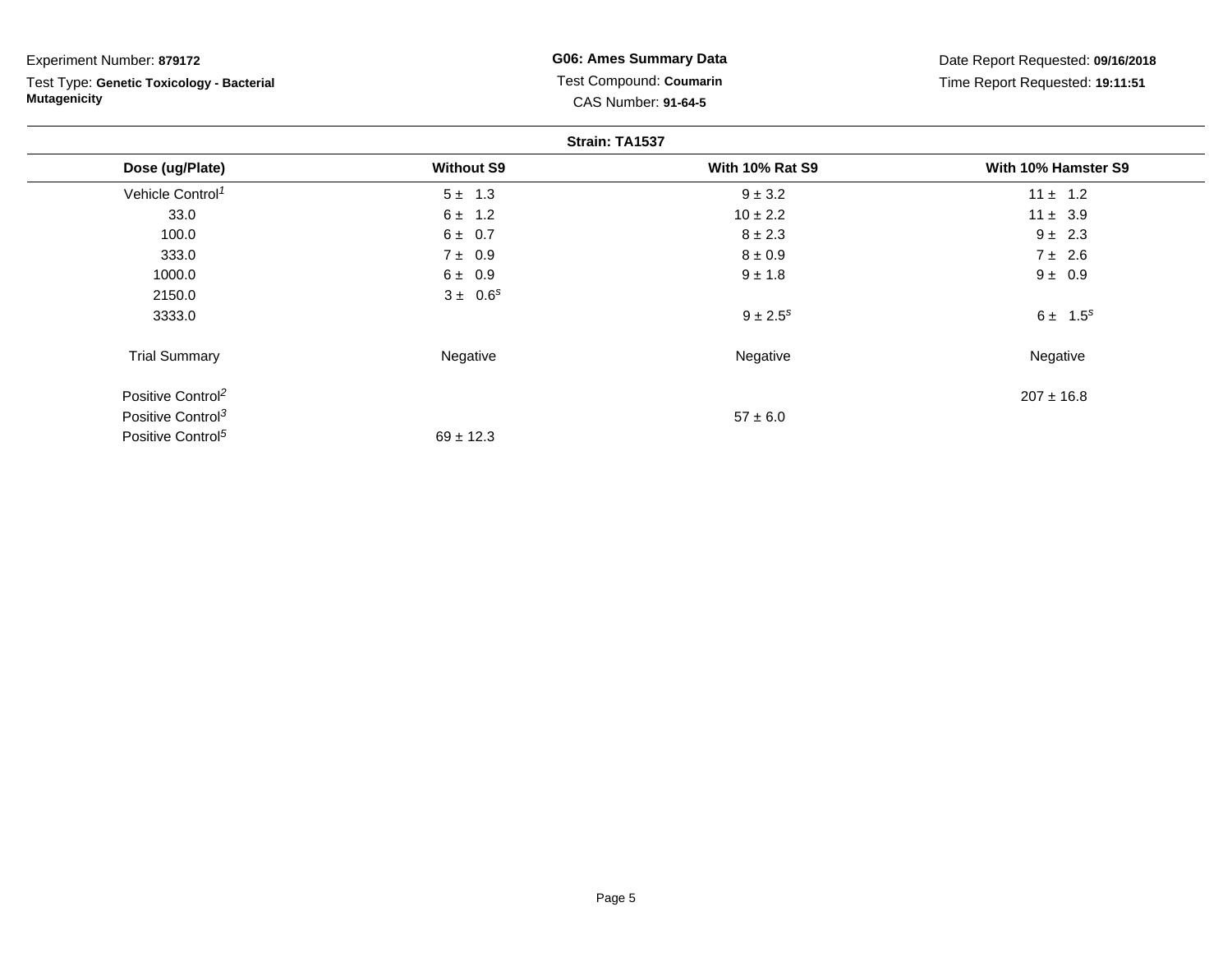Experiment Number: **879172**

Test Type: **Genetic Toxicology - Bacterial Mutagenicity**

**G06: Ames Summary Data**

Test Compound: **Coumarin**

CAS Number: **91-64-5**

Date Report Requested: **09/16/2018**

Time Report Requested: **19:11:51**

**Strain: TA1537**

| Dose (ug/Plate) | Without S9 | With 10% Rat S9 | With 10% Hamster S9 |
|---|---|---|---|
| Vehicle Control[1] | 5 ± 1.3 | 9 ± 3.2 | 11 ± 1.2 |
| 33.0 | 6 ± 1.2 | 10 ± 2.2 | 11 ± 3.9 |
| 100.0 | 6 ± 0.7 | 8 ± 2.3 | 9 ± 2.3 |
| 333.0 | 7 ± 0.9 | 8 ± 0.9 | 7 ± 2.6 |
| 1000.0 | 6 ± 0.9 | 9 ± 1.8 | 9 ± 0.9 |
| 2150.0 | 3 ± 0.6[s] | | |
| 3333.0 | | 9 ± 2.5[s] | 6 ± 1.5[s] |
| Trial Summary | Negative | Negative | Negative |
| Positive Control[2] | | | 207 ± 16.8 |
| Positive Control[3] | | 57 ± 6.0 | |
| Positive Control[5] | 69 ± 12.3 | | |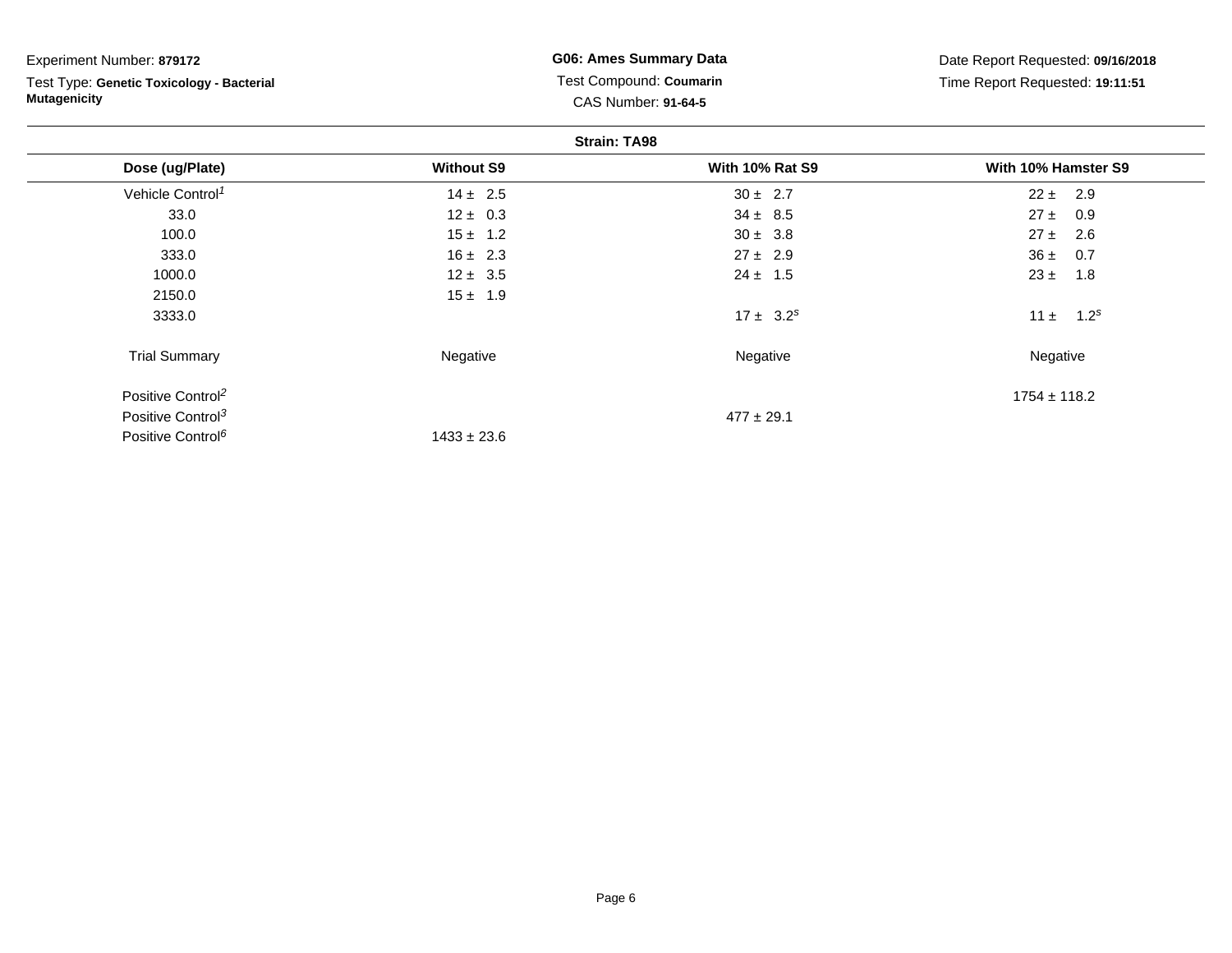Experiment Number: **879172**

Test Type: **Genetic Toxicology - Bacterial Mutagenicity**

**G06: Ames Summary Data**

Test Compound: **Coumarin**

CAS Number: **91-64-5**

Date Report Requested: **09/16/2018**

Time Report Requested: **19:11:51**

**Strain: TA98**

| Dose (ug/Plate) | Without S9 | With 10% Rat S9 | With 10% Hamster S9 |
|---|---|---|---|
| Vehicle Control[1] | 14 ± 2.5 | 30 ± 2.7 | 22 ± 2.9 |
| 33.0 | 12 ± 0.3 | 34 ± 8.5 | 27 ± 0.9 |
| 100.0 | 15 ± 1.2 | 30 ± 3.8 | 27 ± 2.6 |
| 333.0 | 16 ± 2.3 | 27 ± 2.9 | 36 ± 0.7 |
| 1000.0 | 12 ± 3.5 | 24 ± 1.5 | 23 ± 1.8 |
| 2150.0 | 15 ± 1.9 | | |
| 3333.0 | | 17 ± 3.2[s] | 11 ± 1.2[s] |
| Trial Summary | Negative | Negative | Negative |
| Positive Control[2] | | | 1754 ± 118.2 |
| Positive Control[3] | | 477 ± 29.1 | |
| Positive Control[6] | 1433 ± 23.6 | | |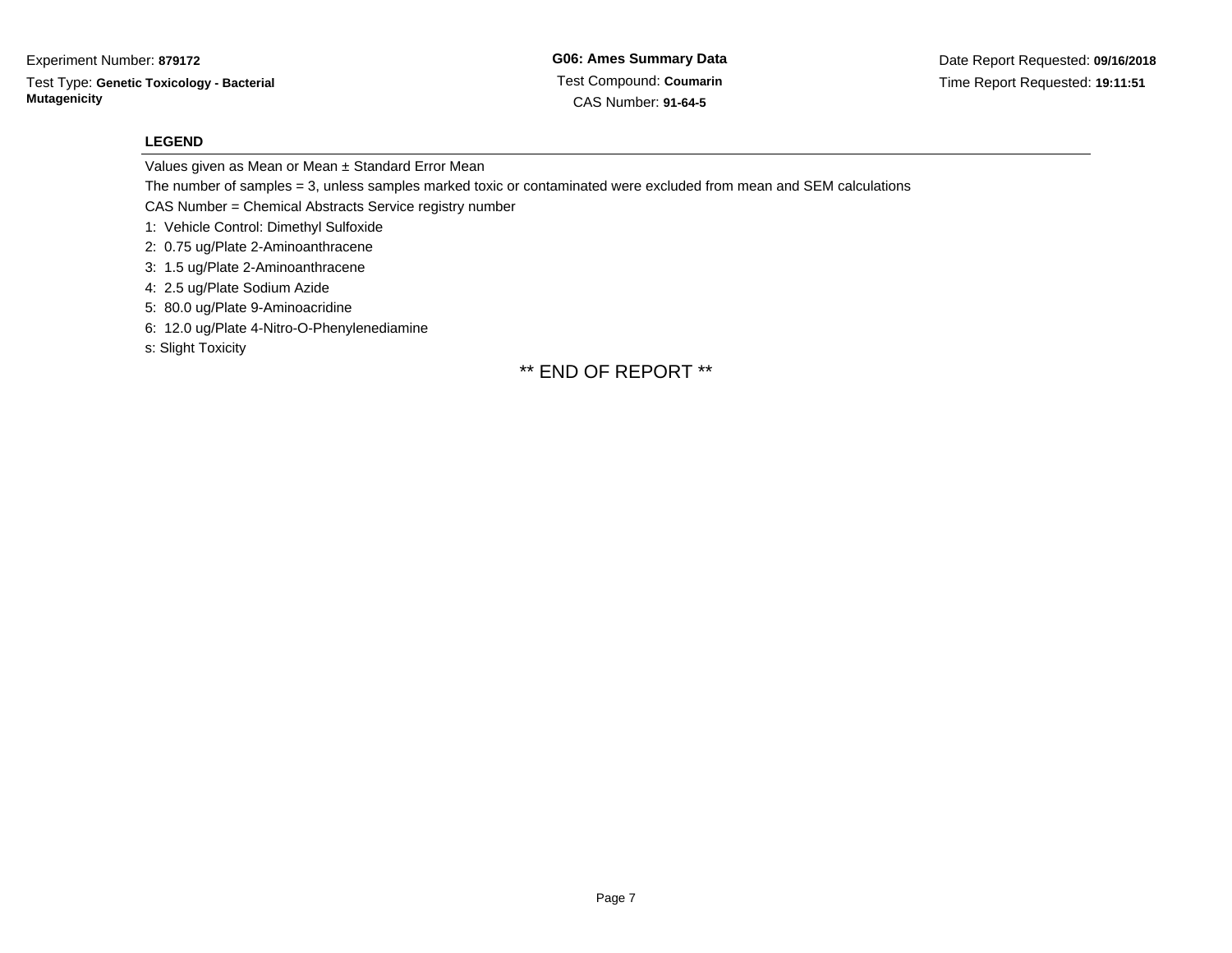Experiment Number: **879172**

Test Type: **Genetic Toxicology - Bacterial Mutagenicity**

**G06: Ames Summary Data**

Test Compound: **Coumarin**

CAS Number: **91-64-5**

Date Report Requested: **09/16/2018**

Time Report Requested: **19:11:51**

**LEGEND**

Values given as Mean or Mean ± Standard Error Mean

The number of samples = 3, unless samples marked toxic or contaminated were excluded from mean and SEM calculations

CAS Number = Chemical Abstracts Service registry number

1: Vehicle Control: Dimethyl Sulfoxide

2: 0.75 ug/Plate 2-Aminoanthracene

3: 1.5 ug/Plate 2-Aminoanthracene

4: 2.5 ug/Plate Sodium Azide

5: 80.0 ug/Plate 9-Aminoacridine

6: 12.0 ug/Plate 4-Nitro-O-Phenylenediamine

s: Slight Toxicity

** END OF REPORT **